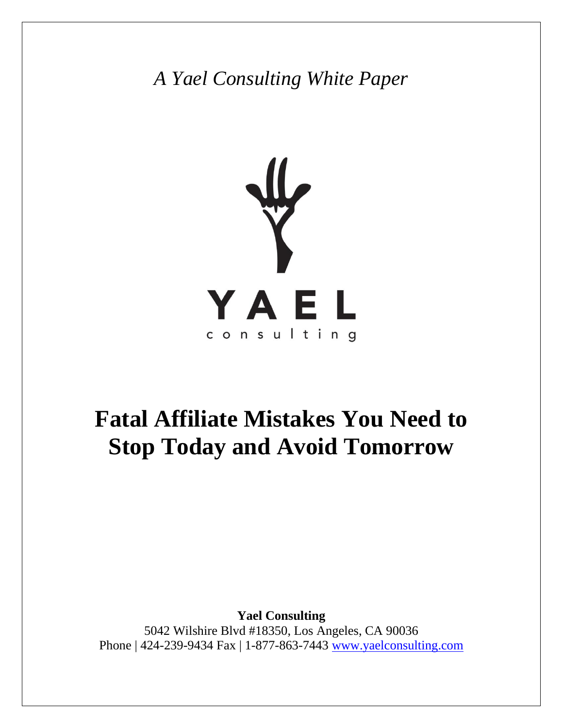*A Yael Consulting White Paper*

YAEL
consulting

# Fatal Affiliate Mistakes You Need to Stop Today and Avoid Tomorrow

**Yael Consulting**
5042 Wilshire Blvd #18350, Los Angeles, CA 90036
Phone | 424-239-9434 Fax | 1-877-863-7443 www.yaelconsulting.com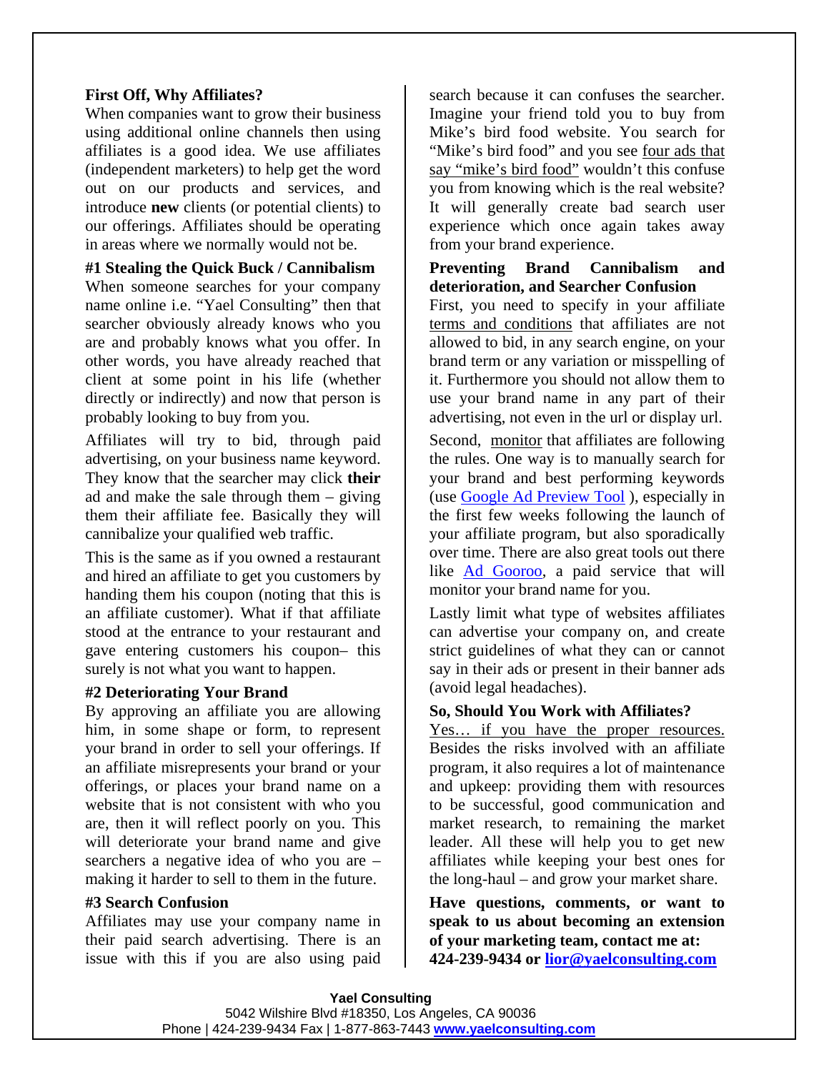**First Off, Why Affiliates?**

When companies want to grow their business using additional online channels then using affiliates is a good idea. We use affiliates (independent marketers) to help get the word out on our products and services, and introduce **new** clients (or potential clients) to our offerings. Affiliates should be operating in areas where we normally would not be.

**#1 Stealing the Quick Buck / Cannibalism**

When someone searches for your company name online i.e. "Yael Consulting" then that searcher obviously already knows who you are and probably knows what you offer. In other words, you have already reached that client at some point in his life (whether directly or indirectly) and now that person is probably looking to buy from you.

Affiliates will try to bid, through paid advertising, on your business name keyword. They know that the searcher may click **their** ad and make the sale through them – giving them their affiliate fee. Basically they will cannibalize your qualified web traffic.

This is the same as if you owned a restaurant and hired an affiliate to get you customers by handing them his coupon (noting that this is an affiliate customer). What if that affiliate stood at the entrance to your restaurant and gave entering customers his coupon– this surely is not what you want to happen.

**#2 Deteriorating Your Brand**

By approving an affiliate you are allowing him, in some shape or form, to represent your brand in order to sell your offerings. If an affiliate misrepresents your brand or your offerings, or places your brand name on a website that is not consistent with who you are, then it will reflect poorly on you. This will deteriorate your brand name and give searchers a negative idea of who you are – making it harder to sell to them in the future.

**#3 Search Confusion**

Affiliates may use your company name in their paid search advertising. There is an issue with this if you are also using paid search because it can confuses the searcher. Imagine your friend told you to buy from Mike's bird food website. You search for "Mike's bird food" and you see four ads that say "mike's bird food" wouldn't this confuse you from knowing which is the real website? It will generally create bad search user experience which once again takes away from your brand experience.

**Preventing Brand Cannibalism and deterioration, and Searcher Confusion**

First, you need to specify in your affiliate terms and conditions that affiliates are not allowed to bid, in any search engine, on your brand term or any variation or misspelling of it. Furthermore you should not allow them to use your brand name in any part of their advertising, not even in the url or display url.

Second, monitor that affiliates are following the rules. One way is to manually search for your brand and best performing keywords (use Google Ad Preview Tool ), especially in the first few weeks following the launch of your affiliate program, but also sporadically over time. There are also great tools out there like Ad Gooroo, a paid service that will monitor your brand name for you.

Lastly limit what type of websites affiliates can advertise your company on, and create strict guidelines of what they can or cannot say in their ads or present in their banner ads (avoid legal headaches).

**So, Should You Work with Affiliates?**

Yes… if you have the proper resources. Besides the risks involved with an affiliate program, it also requires a lot of maintenance and upkeep: providing them with resources to be successful, good communication and market research, to remaining the market leader. All these will help you to get new affiliates while keeping your best ones for the long-haul – and grow your market share.

**Have questions, comments, or want to speak to us about becoming an extension of your marketing team, contact me at: 424-239-9434 or lior@yaelconsulting.com**

**Yael Consulting**
5042 Wilshire Blvd #18350, Los Angeles, CA 90036
Phone | 424-239-9434 Fax | 1-877-863-7443 **www.yaelconsulting.com**